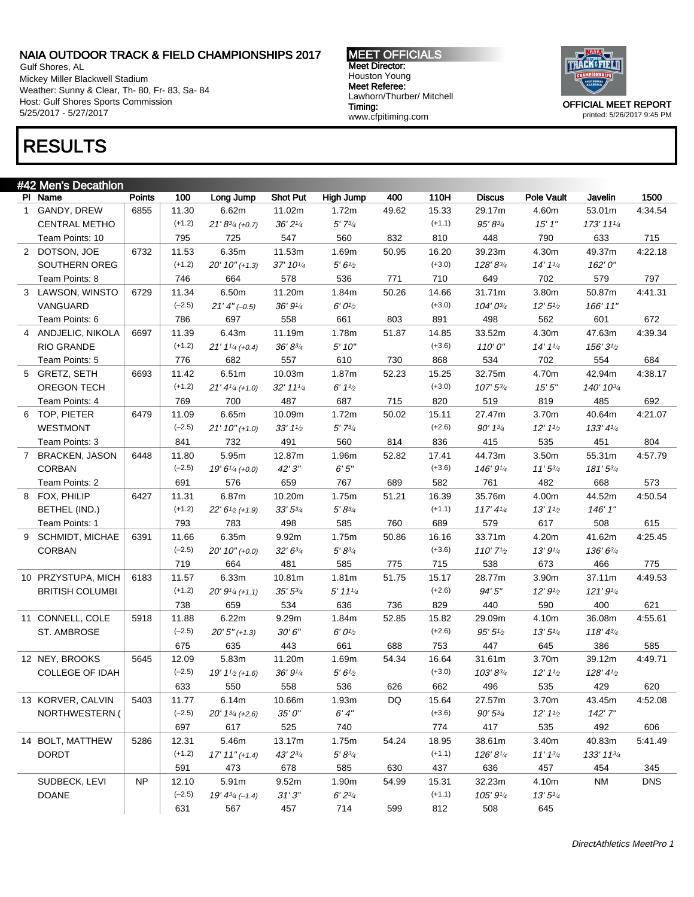NAIA OUTDOOR TRACK & FIELD CHAMPIONSHIPS 2017
Gulf Shores, AL
Mickey Miller Blackwell Stadium
Weather: Sunny & Clear, Th- 80, Fr- 83, Sa- 84
Host: Gulf Shores Sports Commission
5/25/2017 - 5/27/2017

MEET OFFICIALS
Meet Director: Houston Young
Meet Referee: Lawhorn/Thurber/ Mitchell
Timing: www.cfpitiming.com

OFFICIAL MEET REPORT
printed: 5/26/2017 9:45 PM

# RESULTS

## #42 Men's Decathlon

| Pl | Name | Points | 100 | Long Jump | Shot Put | High Jump | 400 | 110H | Discus | Pole Vault | Javelin | 1500 |
|---|---|---|---|---|---|---|---|---|---|---|---|---|
| 1 | GANDY, DREW | 6855 | 11.30 | 6.62m | 11.02m | 1.72m | 49.62 | 15.33 | 29.17m | 4.60m | 53.01m | 4:34.54 |
| | CENTRAL METHO | | (+1.2) | 21' 8¾ (+0.7) | 36' 2¼ | 5' 7¾ | | (+1.1) | 95' 8¾ | 15' 1" | 173' 11¼ | |
| | Team Points: 10 | | 795 | 725 | 547 | 560 | 832 | 810 | 448 | 790 | 633 | 715 |
| 2 | DOTSON, JOE | 6732 | 11.53 | 6.35m | 11.53m | 1.69m | 50.95 | 16.20 | 39.23m | 4.30m | 49.37m | 4:22.18 |
| | SOUTHERN OREG | | (+1.2) | 20' 10" (+1.3) | 37' 10¼ | 5' 6½ | | (+3.0) | 128' 8¾ | 14' 1¼ | 162' 0" | |
| | Team Points: 8 | | 746 | 664 | 578 | 536 | 771 | 710 | 649 | 702 | 579 | 797 |
| 3 | LAWSON, WINSTO | 6729 | 11.34 | 6.50m | 11.20m | 1.84m | 50.26 | 14.66 | 31.71m | 3.80m | 50.87m | 4:41.31 |
| | VANGUARD | | (–2.5) | 21' 4" (–0.5) | 36' 9¼ | 6' 0½ | | (+3.0) | 104' 0¾ | 12' 5½ | 166' 11" | |
| | Team Points: 6 | | 786 | 697 | 558 | 661 | 803 | 891 | 498 | 562 | 601 | 672 |
| 4 | ANDJELIC, NIKOLA | 6697 | 11.39 | 6.43m | 11.19m | 1.78m | 51.87 | 14.85 | 33.52m | 4.30m | 47.63m | 4:39.34 |
| | RIO GRANDE | | (+1.2) | 21' 1¼ (+0.4) | 36' 8¾ | 5' 10" | | (+3.6) | 110' 0" | 14' 1¼ | 156' 3½ | |
| | Team Points: 5 | | 776 | 682 | 557 | 610 | 730 | 868 | 534 | 702 | 554 | 684 |
| 5 | GRETZ, SETH | 6693 | 11.42 | 6.51m | 10.03m | 1.87m | 52.23 | 15.25 | 32.75m | 4.70m | 42.94m | 4:38.17 |
| | OREGON TECH | | (+1.2) | 21' 4¼ (+1.0) | 32' 11¼ | 6' 1½ | | (+3.0) | 107' 5¾ | 15' 5" | 140' 10¾ | |
| | Team Points: 4 | | 769 | 700 | 487 | 687 | 715 | 820 | 519 | 819 | 485 | 692 |
| 6 | TOP, PIETER | 6479 | 11.09 | 6.65m | 10.09m | 1.72m | 50.02 | 15.11 | 27.47m | 3.70m | 40.64m | 4:21.07 |
| | WESTMONT | | (–2.5) | 21' 10" (+1.0) | 33' 1½ | 5' 7¾ | | (+2.6) | 90' 1¾ | 12' 1½ | 133' 4¼ | |
| | Team Points: 3 | | 841 | 732 | 491 | 560 | 814 | 836 | 415 | 535 | 451 | 804 |
| 7 | BRACKEN, JASON | 6448 | 11.80 | 5.95m | 12.87m | 1.96m | 52.82 | 17.41 | 44.73m | 3.50m | 55.31m | 4:57.79 |
| | CORBAN | | (–2.5) | 19' 6¼ (+0.0) | 42' 3" | 6' 5" | | (+3.6) | 146' 9¼ | 11' 5¾ | 181' 5¾ | |
| | Team Points: 2 | | 691 | 576 | 659 | 767 | 689 | 582 | 761 | 482 | 668 | 573 |
| 8 | FOX, PHILIP | 6427 | 11.31 | 6.87m | 10.20m | 1.75m | 51.21 | 16.39 | 35.76m | 4.00m | 44.52m | 4:50.54 |
| | BETHEL (IND.) | | (+1.2) | 22' 6½ (+1.9) | 33' 5¾ | 5' 8¾ | | (+1.1) | 117' 4¼ | 13' 1½ | 146' 1" | |
| | Team Points: 1 | | 793 | 783 | 498 | 585 | 760 | 689 | 579 | 617 | 508 | 615 |
| 9 | SCHMIDT, MICHAE | 6391 | 11.66 | 6.35m | 9.92m | 1.75m | 50.86 | 16.16 | 33.71m | 4.20m | 41.62m | 4:25.45 |
| | CORBAN | | (–2.5) | 20' 10" (+0.0) | 32' 6¾ | 5' 8¾ | | (+3.6) | 110' 7½ | 13' 9¼ | 136' 6¾ | |
| | | | 719 | 664 | 481 | 585 | 775 | 715 | 538 | 673 | 466 | 775 |
| 10 | PRZYSTUPA, MICH | 6183 | 11.57 | 6.33m | 10.81m | 1.81m | 51.75 | 15.17 | 28.77m | 3.90m | 37.11m | 4:49.53 |
| | BRITISH COLUMBI | | (+1.2) | 20' 9¼ (+1.1) | 35' 5¾ | 5' 11¼ | | (+2.6) | 94' 5" | 12' 9½ | 121' 9¼ | |
| | | | 738 | 659 | 534 | 636 | 736 | 829 | 440 | 590 | 400 | 621 |
| 11 | CONNELL, COLE | 5918 | 11.88 | 6.22m | 9.29m | 1.84m | 52.85 | 15.82 | 29.09m | 4.10m | 36.08m | 4:55.61 |
| | ST. AMBROSE | | (–2.5) | 20' 5" (+1.3) | 30' 6" | 6' 0½ | | (+2.6) | 95' 5½ | 13' 5¼ | 118' 4¾ | |
| | | | 675 | 635 | 443 | 661 | 688 | 753 | 447 | 645 | 386 | 585 |
| 12 | NEY, BROOKS | 5645 | 12.09 | 5.83m | 11.20m | 1.69m | 54.34 | 16.64 | 31.61m | 3.70m | 39.12m | 4:49.71 |
| | COLLEGE OF IDAH | | (–2.5) | 19' 1½ (+1.6) | 36' 9¼ | 5' 6½ | | (+3.0) | 103' 8¾ | 12' 1½ | 128' 4½ | |
| | | | 633 | 550 | 558 | 536 | 626 | 662 | 496 | 535 | 429 | 620 |
| 13 | KORVER, CALVIN | 5403 | 11.77 | 6.14m | 10.66m | 1.93m | DQ | 15.64 | 27.57m | 3.70m | 43.45m | 4:52.08 |
| | NORTHWESTERN ( | | (–2.5) | 20' 1¾ (+2.6) | 35' 0" | 6' 4" | | (+3.6) | 90' 5¾ | 12' 1½ | 142' 7" | |
| | | | 697 | 617 | 525 | 740 | | 774 | 417 | 535 | 492 | 606 |
| 14 | BOLT, MATTHEW | 5286 | 12.31 | 5.46m | 13.17m | 1.75m | 54.24 | 18.95 | 38.61m | 3.40m | 40.83m | 5:41.49 |
| | DORDT | | (+1.2) | 17' 11" (+1.4) | 43' 2¾ | 5' 8¾ | | (+1.1) | 126' 8¼ | 11' 1¾ | 133' 11¾ | |
| | | | 591 | 473 | 678 | 585 | 630 | 437 | 636 | 457 | 454 | 345 |
| | SUDBECK, LEVI | NP | 12.10 | 5.91m | 9.52m | 1.90m | 54.99 | 15.31 | 32.23m | 4.10m | NM | DNS |
| | DOANE | | (–2.5) | 19' 4¾ (–1.4) | 31' 3" | 6' 2¾ | | (+1.1) | 105' 9¼ | 13' 5¼ | | |
| | | | 631 | 567 | 457 | 714 | 599 | 812 | 508 | 645 | | |

DirectAthletics MeetPro 1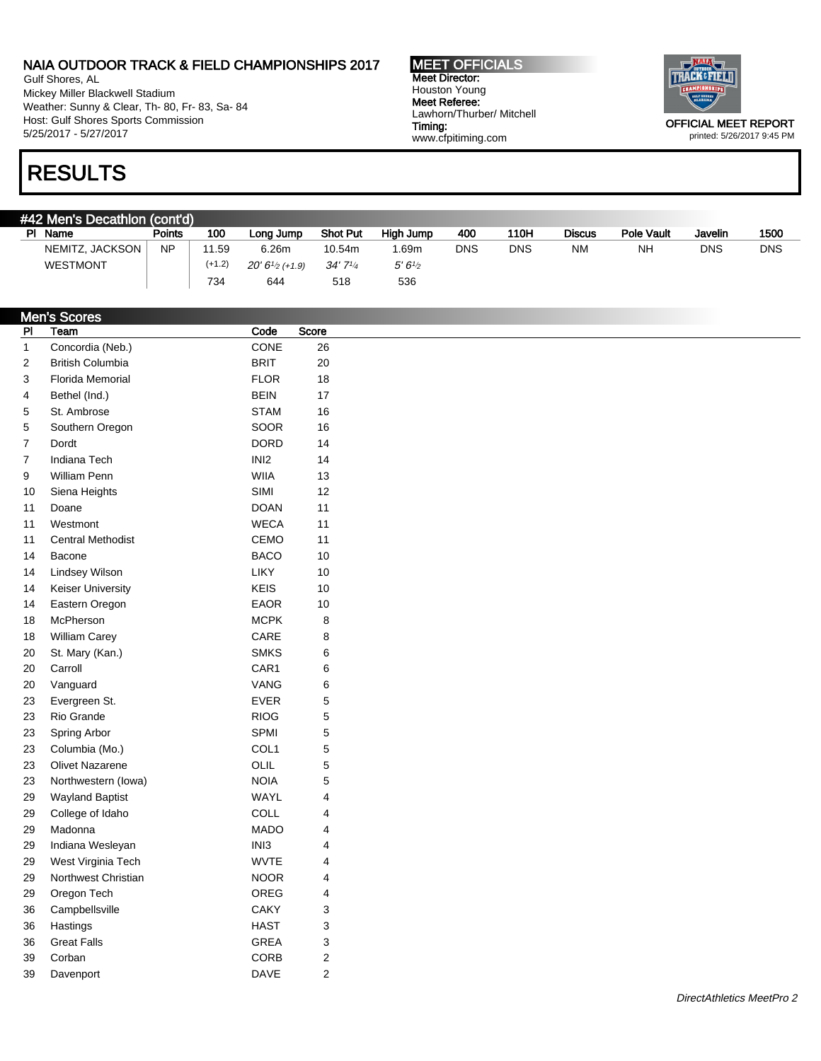NAIA OUTDOOR TRACK & FIELD CHAMPIONSHIPS 2017
Gulf Shores, AL
Mickey Miller Blackwell Stadium
Weather: Sunny & Clear, Th- 80, Fr- 83, Sa- 84
Host: Gulf Shores Sports Commission
5/25/2017 - 5/27/2017

MEET OFFICIALS
Meet Director: Houston Young
Meet Referee: Lawhorn/Thurber/ Mitchell
Timing: www.cfpitiming.com

OFFICIAL MEET REPORT
printed: 5/26/2017 9:45 PM

# RESULTS

## #42 Men's Decathlon (cont'd)

| Pl | Name | Points | 100 | Long Jump | Shot Put | High Jump | 400 | 110H | Discus | Pole Vault | Javelin | 1500 |
|---|---|---|---|---|---|---|---|---|---|---|---|---|
| | NEMITZ, JACKSON | NP | 11.59 | 6.26m | 10.54m | 1.69m | DNS | DNS | NM | NH | DNS | DNS |
| | WESTMONT | | (+1.2) | *20' 6½ (+1.9)* | *34' 7¼* | *5' 6½* | | | | | | |
| | | | 734 | 644 | 518 | 536 | | | | | | |

## Men's Scores

| Pl | Team | Code | Score |
|---|---|---|---|
| 1 | Concordia (Neb.) | CONE | 26 |
| 2 | British Columbia | BRIT | 20 |
| 3 | Florida Memorial | FLOR | 18 |
| 4 | Bethel (Ind.) | BEIN | 17 |
| 5 | St. Ambrose | STAM | 16 |
| 5 | Southern Oregon | SOOR | 16 |
| 7 | Dordt | DORD | 14 |
| 7 | Indiana Tech | INI2 | 14 |
| 9 | William Penn | WIIA | 13 |
| 10 | Siena Heights | SIMI | 12 |
| 11 | Doane | DOAN | 11 |
| 11 | Westmont | WECA | 11 |
| 11 | Central Methodist | CEMO | 11 |
| 14 | Bacone | BACO | 10 |
| 14 | Lindsey Wilson | LIKY | 10 |
| 14 | Keiser University | KEIS | 10 |
| 14 | Eastern Oregon | EAOR | 10 |
| 18 | McPherson | MCPK | 8 |
| 18 | William Carey | CARE | 8 |
| 20 | St. Mary (Kan.) | SMKS | 6 |
| 20 | Carroll | CAR1 | 6 |
| 20 | Vanguard | VANG | 6 |
| 23 | Evergreen St. | EVER | 5 |
| 23 | Rio Grande | RIOG | 5 |
| 23 | Spring Arbor | SPMI | 5 |
| 23 | Columbia (Mo.) | COL1 | 5 |
| 23 | Olivet Nazarene | OLIL | 5 |
| 23 | Northwestern (Iowa) | NOIA | 5 |
| 29 | Wayland Baptist | WAYL | 4 |
| 29 | College of Idaho | COLL | 4 |
| 29 | Madonna | MADO | 4 |
| 29 | Indiana Wesleyan | INI3 | 4 |
| 29 | West Virginia Tech | WVTE | 4 |
| 29 | Northwest Christian | NOOR | 4 |
| 29 | Oregon Tech | OREG | 4 |
| 36 | Campbellsville | CAKY | 3 |
| 36 | Hastings | HAST | 3 |
| 36 | Great Falls | GREA | 3 |
| 39 | Corban | CORB | 2 |
| 39 | Davenport | DAVE | 2 |

DirectAthletics MeetPro 2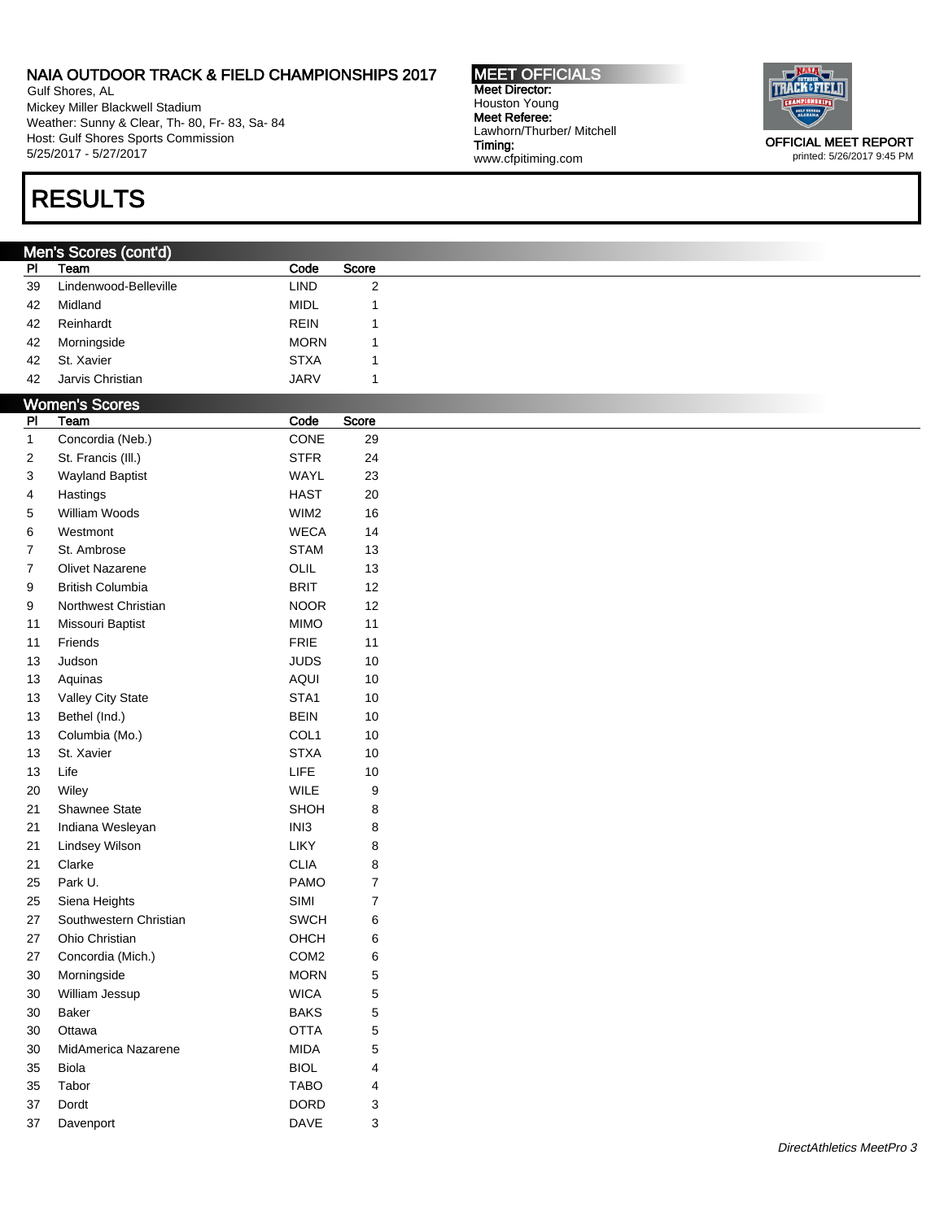NAIA OUTDOOR TRACK & FIELD CHAMPIONSHIPS 2017
Gulf Shores, AL
Mickey Miller Blackwell Stadium
Weather: Sunny & Clear, Th- 80, Fr- 83, Sa- 84
Host: Gulf Shores Sports Commission
5/25/2017 - 5/27/2017

**MEET OFFICIALS**
**Meet Director:**
Houston Young
**Meet Referee:**
Lawhorn/Thurber/ Mitchell
**Timing:**
www.cfpitiming.com

**OFFICIAL MEET REPORT**
printed: 5/26/2017 9:45 PM

# RESULTS

## Men's Scores (cont'd)

| Pl | Team | Code | Score |
|---|---|---|---|
| 39 | Lindenwood-Belleville | LIND | 2 |
| 42 | Midland | MIDL | 1 |
| 42 | Reinhardt | REIN | 1 |
| 42 | Morningside | MORN | 1 |
| 42 | St. Xavier | STXA | 1 |
| 42 | Jarvis Christian | JARV | 1 |

## Women's Scores

| Pl | Team | Code | Score |
|---|---|---|---|
| 1 | Concordia (Neb.) | CONE | 29 |
| 2 | St. Francis (Ill.) | STFR | 24 |
| 3 | Wayland Baptist | WAYL | 23 |
| 4 | Hastings | HAST | 20 |
| 5 | William Woods | WIM2 | 16 |
| 6 | Westmont | WECA | 14 |
| 7 | St. Ambrose | STAM | 13 |
| 7 | Olivet Nazarene | OLIL | 13 |
| 9 | British Columbia | BRIT | 12 |
| 9 | Northwest Christian | NOOR | 12 |
| 11 | Missouri Baptist | MIMO | 11 |
| 11 | Friends | FRIE | 11 |
| 13 | Judson | JUDS | 10 |
| 13 | Aquinas | AQUI | 10 |
| 13 | Valley City State | STA1 | 10 |
| 13 | Bethel (Ind.) | BEIN | 10 |
| 13 | Columbia (Mo.) | COL1 | 10 |
| 13 | St. Xavier | STXA | 10 |
| 13 | Life | LIFE | 10 |
| 20 | Wiley | WILE | 9 |
| 21 | Shawnee State | SHOH | 8 |
| 21 | Indiana Wesleyan | INI3 | 8 |
| 21 | Lindsey Wilson | LIKY | 8 |
| 21 | Clarke | CLIA | 8 |
| 25 | Park U. | PAMO | 7 |
| 25 | Siena Heights | SIMI | 7 |
| 27 | Southwestern Christian | SWCH | 6 |
| 27 | Ohio Christian | OHCH | 6 |
| 27 | Concordia (Mich.) | COM2 | 6 |
| 30 | Morningside | MORN | 5 |
| 30 | William Jessup | WICA | 5 |
| 30 | Baker | BAKS | 5 |
| 30 | Ottawa | OTTA | 5 |
| 30 | MidAmerica Nazarene | MIDA | 5 |
| 35 | Biola | BIOL | 4 |
| 35 | Tabor | TABO | 4 |
| 37 | Dordt | DORD | 3 |
| 37 | Davenport | DAVE | 3 |

*DirectAthletics MeetPro 3*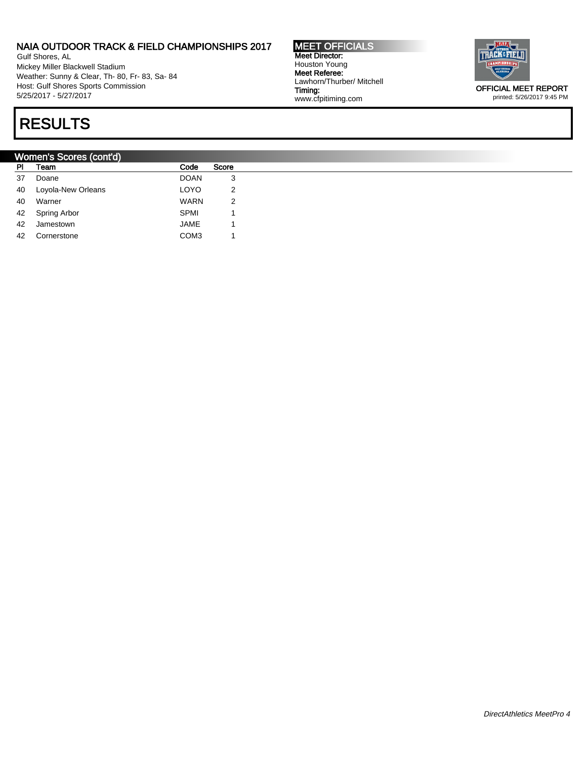## NAIA OUTDOOR TRACK & FIELD CHAMPIONSHIPS 2017

Gulf Shores, AL
Mickey Miller Blackwell Stadium
Weather: Sunny & Clear, Th- 80, Fr- 83, Sa- 84
Host: Gulf Shores Sports Commission
5/25/2017 - 5/27/2017

**MEET OFFICIALS**
**Meet Director:**
Houston Young
**Meet Referee:**
Lawhorn/Thurber/ Mitchell
**Timing:**
www.cfpitiming.com

**OFFICIAL MEET REPORT**
printed: 5/26/2017 9:45 PM

# RESULTS

### Women's Scores (cont'd)

| Pl | Team | Code | Score |
|---|---|---|---|
| 37 | Doane | DOAN | 3 |
| 40 | Loyola-New Orleans | LOYO | 2 |
| 40 | Warner | WARN | 2 |
| 42 | Spring Arbor | SPMI | 1 |
| 42 | Jamestown | JAME | 1 |
| 42 | Cornerstone | COM3 | 1 |

*DirectAthletics MeetPro 4*